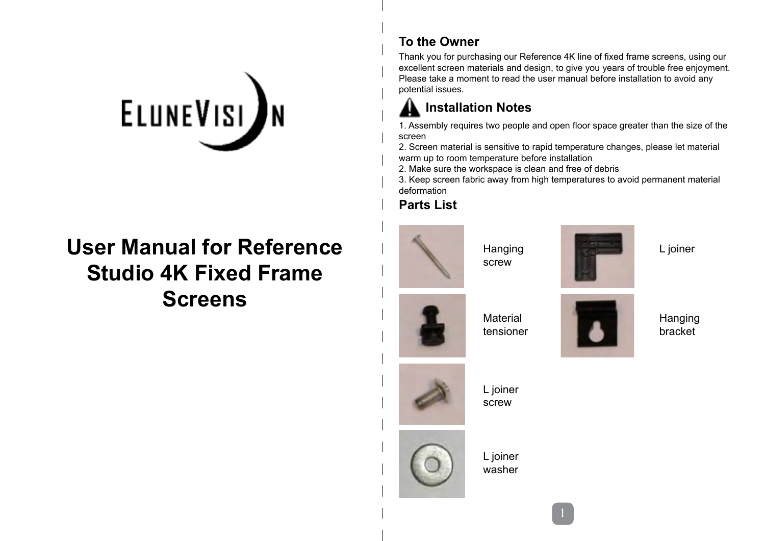ELUNEVISION

# User Manual for Reference Studio 4K Fixed Frame Screens

## To the Owner

Thank you for purchasing our Reference 4K line of fixed frame screens, using our excellent screen materials and design, to give you years of trouble free enjoyment. Please take a moment to read the user manual before installation to avoid any potential issues.

## Installation Notes

1. Assembly requires two people and open floor space greater than the size of the screen
2. Screen material is sensitive to rapid temperature changes, please let material warm up to room temperature before installation
2. Make sure the workspace is clean and free of debris
3. Keep screen fabric away from high temperatures to avoid permanent material deformation

## Parts List

- Hanging screw
- L joiner
- Material tensioner
- Hanging bracket
- L joiner screw
- L joiner washer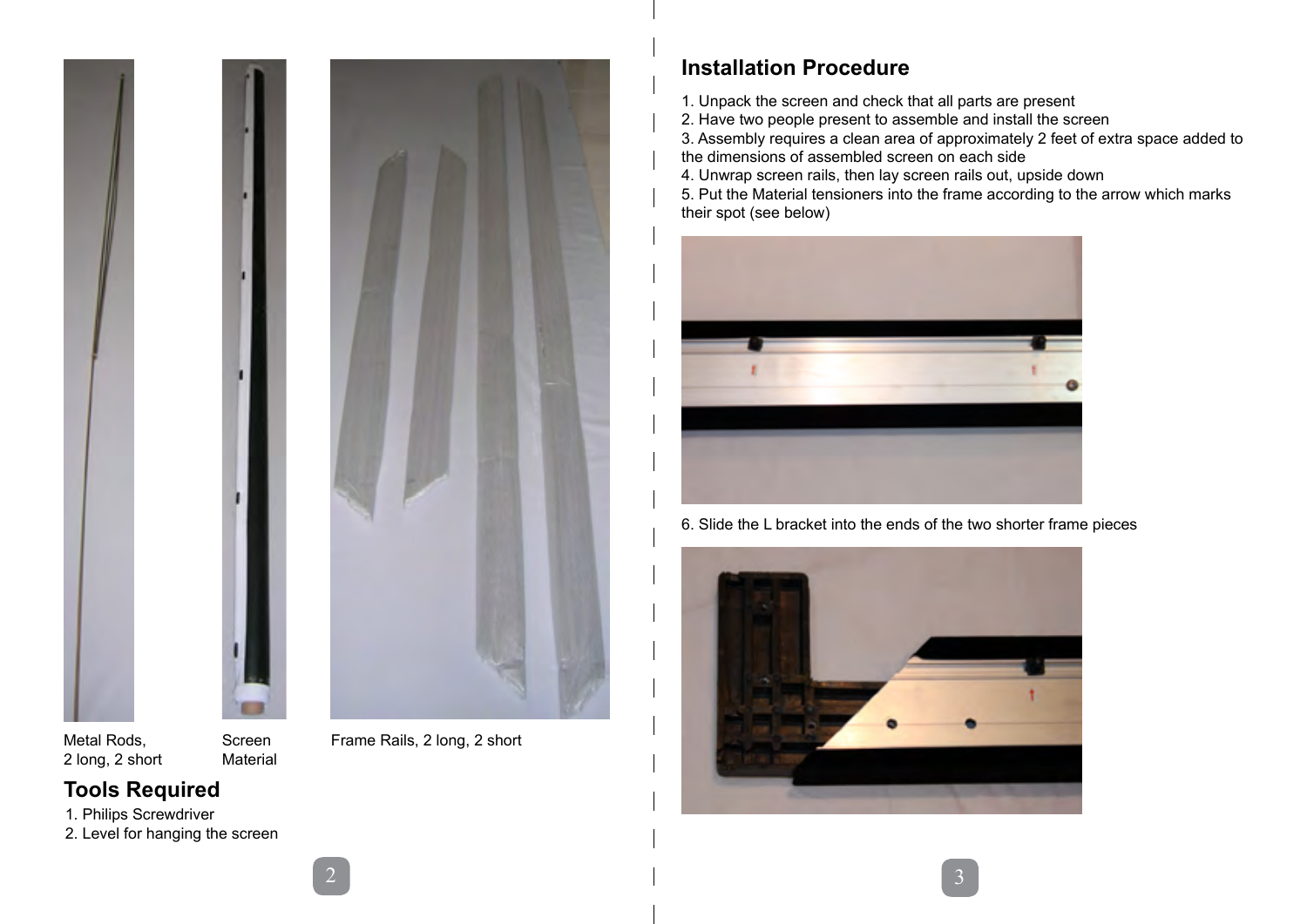Metal Rods, 2 long, 2 short

Screen Material

Frame Rails, 2 long, 2 short

## Tools Required

1. Philips Screwdriver
2. Level for hanging the screen

## Installation Procedure

1. Unpack the screen and check that all parts are present
2. Have two people present to assemble and install the screen
3. Assembly requires a clean area of approximately 2 feet of extra space added to the dimensions of assembled screen on each side
4. Unwrap screen rails, then lay screen rails out, upside down
5. Put the Material tensioners into the frame according to the arrow which marks their spot (see below)

6. Slide the L bracket into the ends of the two shorter frame pieces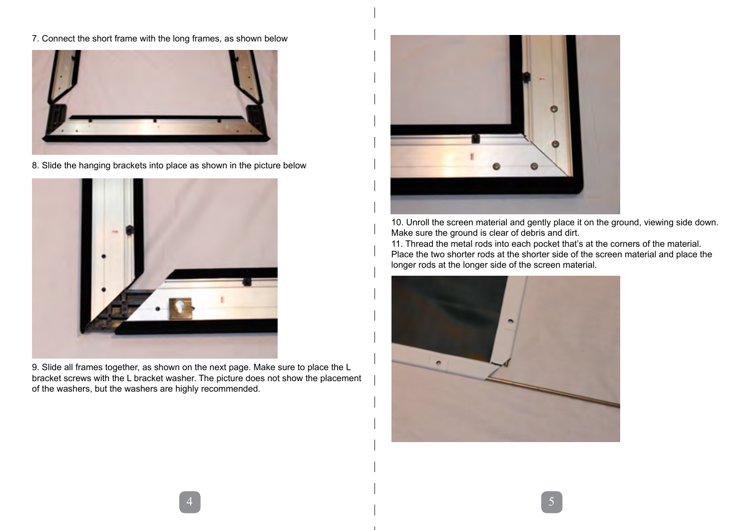7. Connect the short frame with the long frames, as shown below

8. Slide the hanging brackets into place as shown in the picture below

9. Slide all frames together, as shown on the next page. Make sure to place the L bracket screws with the L bracket washer. The picture does not show the placement of the washers, but the washers are highly recommended.

10. Unroll the screen material and gently place it on the ground, viewing side down. Make sure the ground is clear of debris and dirt.

11. Thread the metal rods into each pocket that's at the corners of the material. Place the two shorter rods at the shorter side of the screen material and place the longer rods at the longer side of the screen material.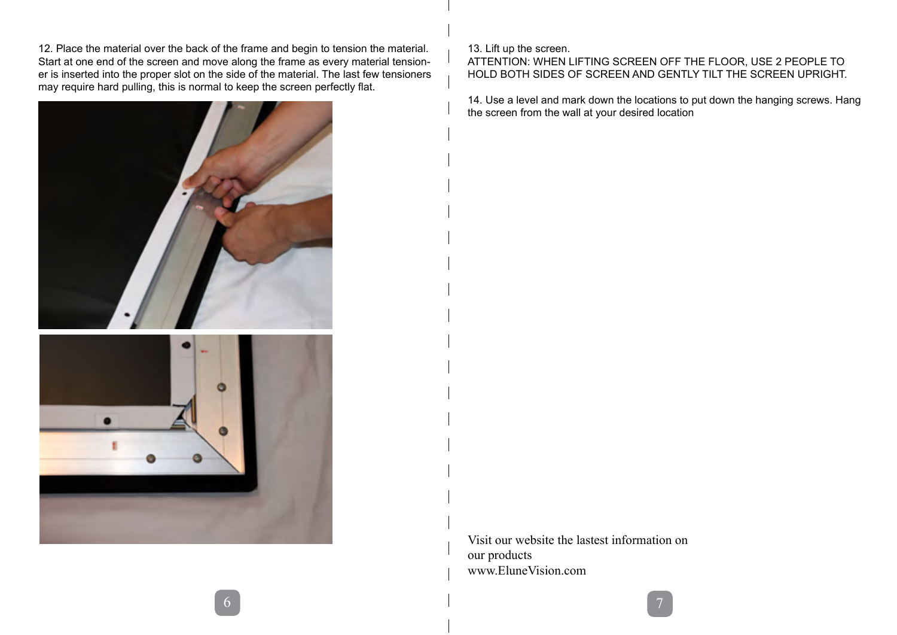12. Place the material over the back of the frame and begin to tension the material. Start at one end of the screen and move along the frame as every material tensioner is inserted into the proper slot on the side of the material. The last few tensioners may require hard pulling, this is normal to keep the screen perfectly flat.

13. Lift up the screen.
ATTENTION: WHEN LIFTING SCREEN OFF THE FLOOR, USE 2 PEOPLE TO HOLD BOTH SIDES OF SCREEN AND GENTLY TILT THE SCREEN UPRIGHT.

14. Use a level and mark down the locations to put down the hanging screws. Hang the screen from the wall at your desired location

Visit our website the lastest information on our products
www.EluneVision.com